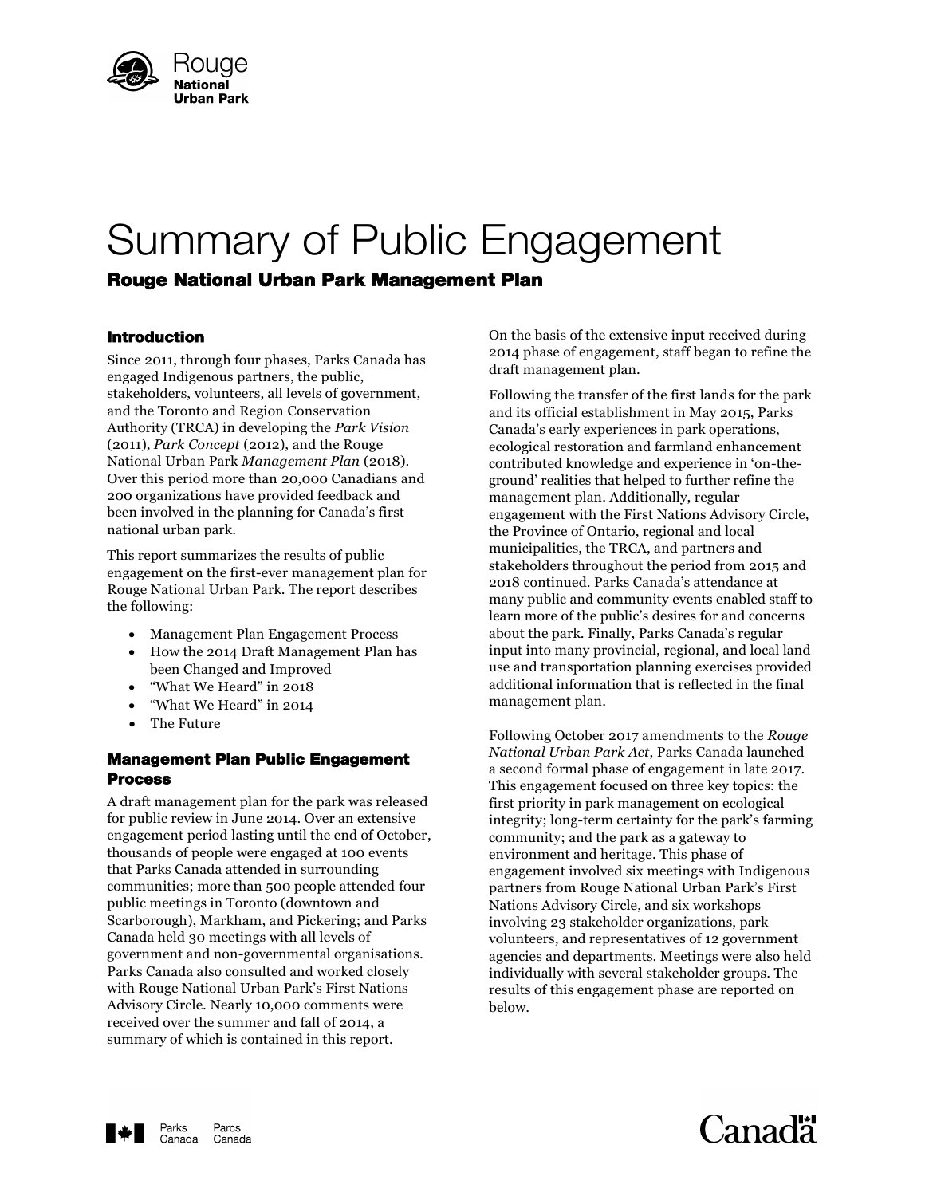Rouge National Urban Park

# Summary of Public Engagement

## Rouge National Urban Park Management Plan

### Introduction

Since 2011, through four phases, Parks Canada has engaged Indigenous partners, the public, stakeholders, volunteers, all levels of government, and the Toronto and Region Conservation Authority (TRCA) in developing the *Park Vision* (2011), *Park Concept* (2012), and the Rouge National Urban Park *Management Plan* (2018). Over this period more than 20,000 Canadians and 200 organizations have provided feedback and been involved in the planning for Canada's first national urban park.

This report summarizes the results of public engagement on the first-ever management plan for Rouge National Urban Park. The report describes the following:

- Management Plan Engagement Process
- How the 2014 Draft Management Plan has been Changed and Improved
- "What We Heard" in 2018
- "What We Heard" in 2014
- The Future

### Management Plan Public Engagement Process

A draft management plan for the park was released for public review in June 2014. Over an extensive engagement period lasting until the end of October, thousands of people were engaged at 100 events that Parks Canada attended in surrounding communities; more than 500 people attended four public meetings in Toronto (downtown and Scarborough), Markham, and Pickering; and Parks Canada held 30 meetings with all levels of government and non-governmental organisations. Parks Canada also consulted and worked closely with Rouge National Urban Park's First Nations Advisory Circle. Nearly 10,000 comments were received over the summer and fall of 2014, a summary of which is contained in this report.

On the basis of the extensive input received during 2014 phase of engagement, staff began to refine the draft management plan.

Following the transfer of the first lands for the park and its official establishment in May 2015, Parks Canada's early experiences in park operations, ecological restoration and farmland enhancement contributed knowledge and experience in 'on-the-ground' realities that helped to further refine the management plan. Additionally, regular engagement with the First Nations Advisory Circle, the Province of Ontario, regional and local municipalities, the TRCA, and partners and stakeholders throughout the period from 2015 and 2018 continued. Parks Canada's attendance at many public and community events enabled staff to learn more of the public's desires for and concerns about the park. Finally, Parks Canada's regular input into many provincial, regional, and local land use and transportation planning exercises provided additional information that is reflected in the final management plan.

Following October 2017 amendments to the *Rouge National Urban Park Act*, Parks Canada launched a second formal phase of engagement in late 2017. This engagement focused on three key topics: the first priority in park management on ecological integrity; long-term certainty for the park's farming community; and the park as a gateway to environment and heritage. This phase of engagement involved six meetings with Indigenous partners from Rouge National Urban Park's First Nations Advisory Circle, and six workshops involving 23 stakeholder organizations, park volunteers, and representatives of 12 government agencies and departments. Meetings were also held individually with several stakeholder groups. The results of this engagement phase are reported on below.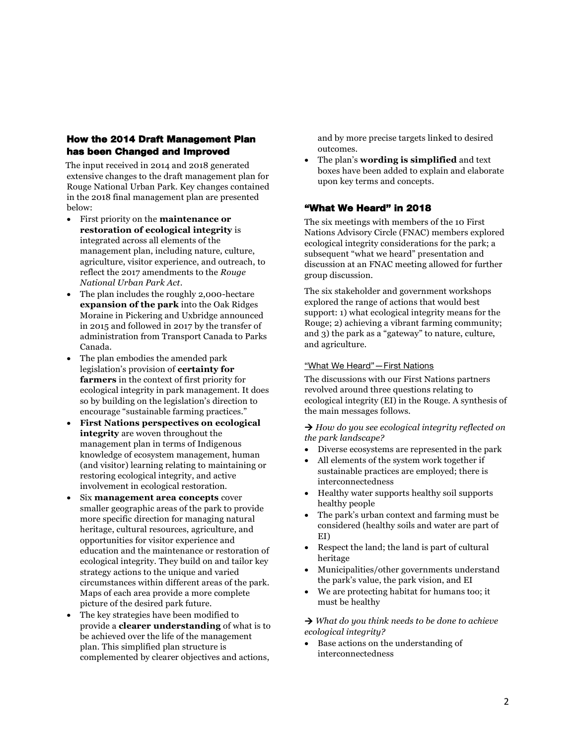## How the 2014 Draft Management Plan has been Changed and Improved

The input received in 2014 and 2018 generated extensive changes to the draft management plan for Rouge National Urban Park. Key changes contained in the 2018 final management plan are presented below:

- First priority on the **maintenance or restoration of ecological integrity** is integrated across all elements of the management plan, including nature, culture, agriculture, visitor experience, and outreach, to reflect the 2017 amendments to the *Rouge National Urban Park Act*.
- The plan includes the roughly 2,000-hectare **expansion of the park** into the Oak Ridges Moraine in Pickering and Uxbridge announced in 2015 and followed in 2017 by the transfer of administration from Transport Canada to Parks Canada.
- The plan embodies the amended park legislation's provision of **certainty for farmers** in the context of first priority for ecological integrity in park management. It does so by building on the legislation's direction to encourage "sustainable farming practices."
- **First Nations perspectives on ecological integrity** are woven throughout the management plan in terms of Indigenous knowledge of ecosystem management, human (and visitor) learning relating to maintaining or restoring ecological integrity, and active involvement in ecological restoration.
- Six **management area concepts** cover smaller geographic areas of the park to provide more specific direction for managing natural heritage, cultural resources, agriculture, and opportunities for visitor experience and education and the maintenance or restoration of ecological integrity. They build on and tailor key strategy actions to the unique and varied circumstances within different areas of the park. Maps of each area provide a more complete picture of the desired park future.
- The key strategies have been modified to provide a **clearer understanding** of what is to be achieved over the life of the management plan. This simplified plan structure is complemented by clearer objectives and actions, and by more precise targets linked to desired outcomes.
- The plan's **wording is simplified** and text boxes have been added to explain and elaborate upon key terms and concepts.

## "What We Heard" in 2018

The six meetings with members of the 10 First Nations Advisory Circle (FNAC) members explored ecological integrity considerations for the park; a subsequent "what we heard" presentation and discussion at an FNAC meeting allowed for further group discussion.

The six stakeholder and government workshops explored the range of actions that would best support: 1) what ecological integrity means for the Rouge; 2) achieving a vibrant farming community; and 3) the park as a "gateway" to nature, culture, and agriculture.

### "What We Heard"—First Nations

The discussions with our First Nations partners revolved around three questions relating to ecological integrity (EI) in the Rouge. A synthesis of the main messages follows.

→ *How do you see ecological integrity reflected on the park landscape?*

- Diverse ecosystems are represented in the park
- All elements of the system work together if sustainable practices are employed; there is interconnectedness
- Healthy water supports healthy soil supports healthy people
- The park's urban context and farming must be considered (healthy soils and water are part of EI)
- Respect the land; the land is part of cultural heritage
- Municipalities/other governments understand the park's value, the park vision, and EI
- We are protecting habitat for humans too; it must be healthy

→ *What do you think needs to be done to achieve ecological integrity?*

- Base actions on the understanding of interconnectedness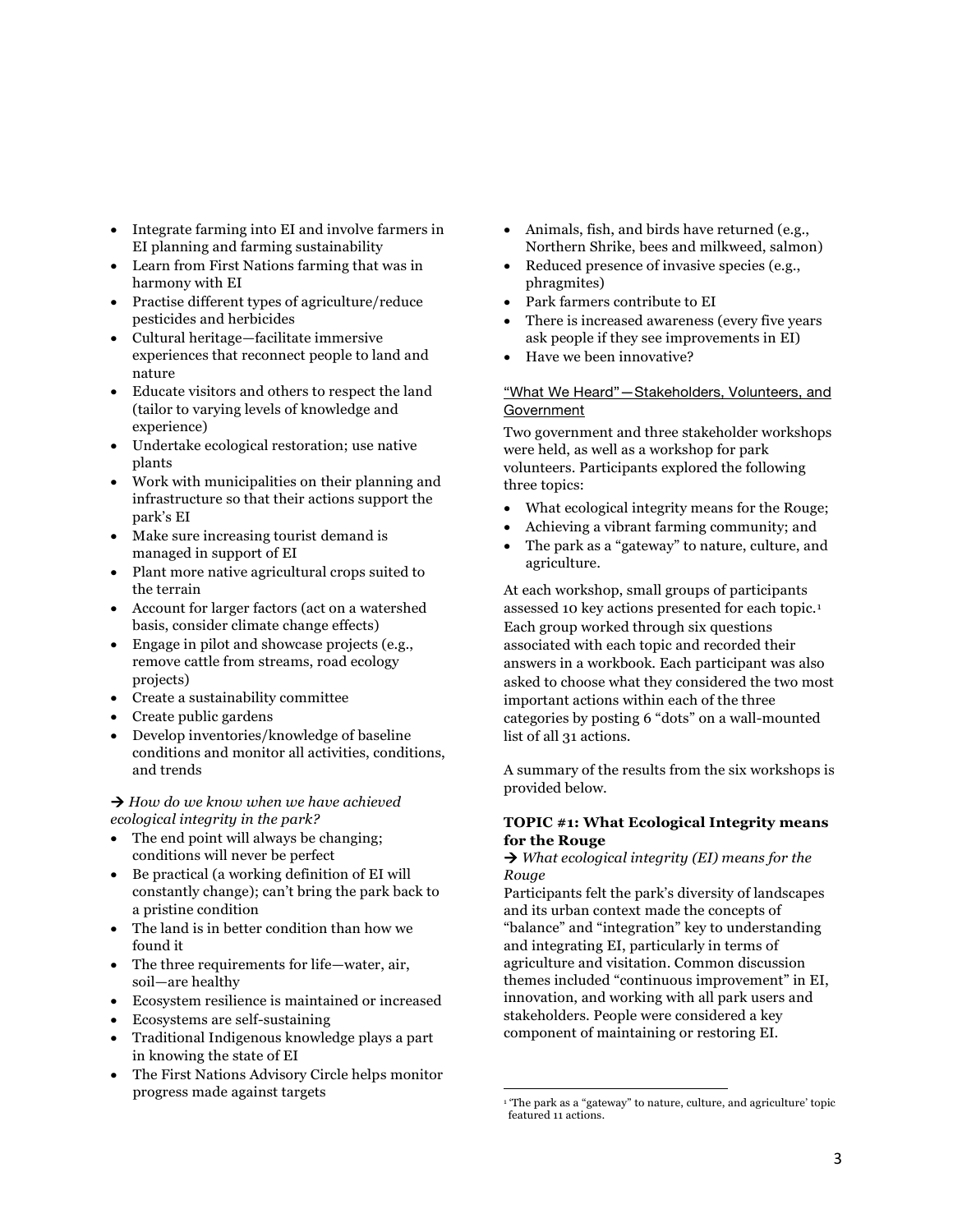- Integrate farming into EI and involve farmers in EI planning and farming sustainability
- Learn from First Nations farming that was in harmony with EI
- Practise different types of agriculture/reduce pesticides and herbicides
- Cultural heritage—facilitate immersive experiences that reconnect people to land and nature
- Educate visitors and others to respect the land (tailor to varying levels of knowledge and experience)
- Undertake ecological restoration; use native plants
- Work with municipalities on their planning and infrastructure so that their actions support the park's EI
- Make sure increasing tourist demand is managed in support of EI
- Plant more native agricultural crops suited to the terrain
- Account for larger factors (act on a watershed basis, consider climate change effects)
- Engage in pilot and showcase projects (e.g., remove cattle from streams, road ecology projects)
- Create a sustainability committee
- Create public gardens
- Develop inventories/knowledge of baseline conditions and monitor all activities, conditions, and trends

→ *How do we know when we have achieved ecological integrity in the park?*

- The end point will always be changing; conditions will never be perfect
- Be practical (a working definition of EI will constantly change); can't bring the park back to a pristine condition
- The land is in better condition than how we found it
- The three requirements for life—water, air, soil—are healthy
- Ecosystem resilience is maintained or increased
- Ecosystems are self-sustaining
- Traditional Indigenous knowledge plays a part in knowing the state of EI
- The First Nations Advisory Circle helps monitor progress made against targets
- Animals, fish, and birds have returned (e.g., Northern Shrike, bees and milkweed, salmon)
- Reduced presence of invasive species (e.g., phragmites)
- Park farmers contribute to EI
- There is increased awareness (every five years ask people if they see improvements in EI)
- Have we been innovative?

"What We Heard"—Stakeholders, Volunteers, and Government

Two government and three stakeholder workshops were held, as well as a workshop for park volunteers. Participants explored the following three topics:

- What ecological integrity means for the Rouge;
- Achieving a vibrant farming community; and
- The park as a "gateway" to nature, culture, and agriculture.

At each workshop, small groups of participants assessed 10 key actions presented for each topic.[1] Each group worked through six questions associated with each topic and recorded their answers in a workbook. Each participant was also asked to choose what they considered the two most important actions within each of the three categories by posting 6 "dots" on a wall-mounted list of all 31 actions.

A summary of the results from the six workshops is provided below.

**TOPIC #1: What Ecological Integrity means for the Rouge**

→ *What ecological integrity (EI) means for the Rouge*

Participants felt the park's diversity of landscapes and its urban context made the concepts of "balance" and "integration" key to understanding and integrating EI, particularly in terms of agriculture and visitation. Common discussion themes included "continuous improvement" in EI, innovation, and working with all park users and stakeholders. People were considered a key component of maintaining or restoring EI.

[1] 'The park as a "gateway" to nature, culture, and agriculture' topic featured 11 actions.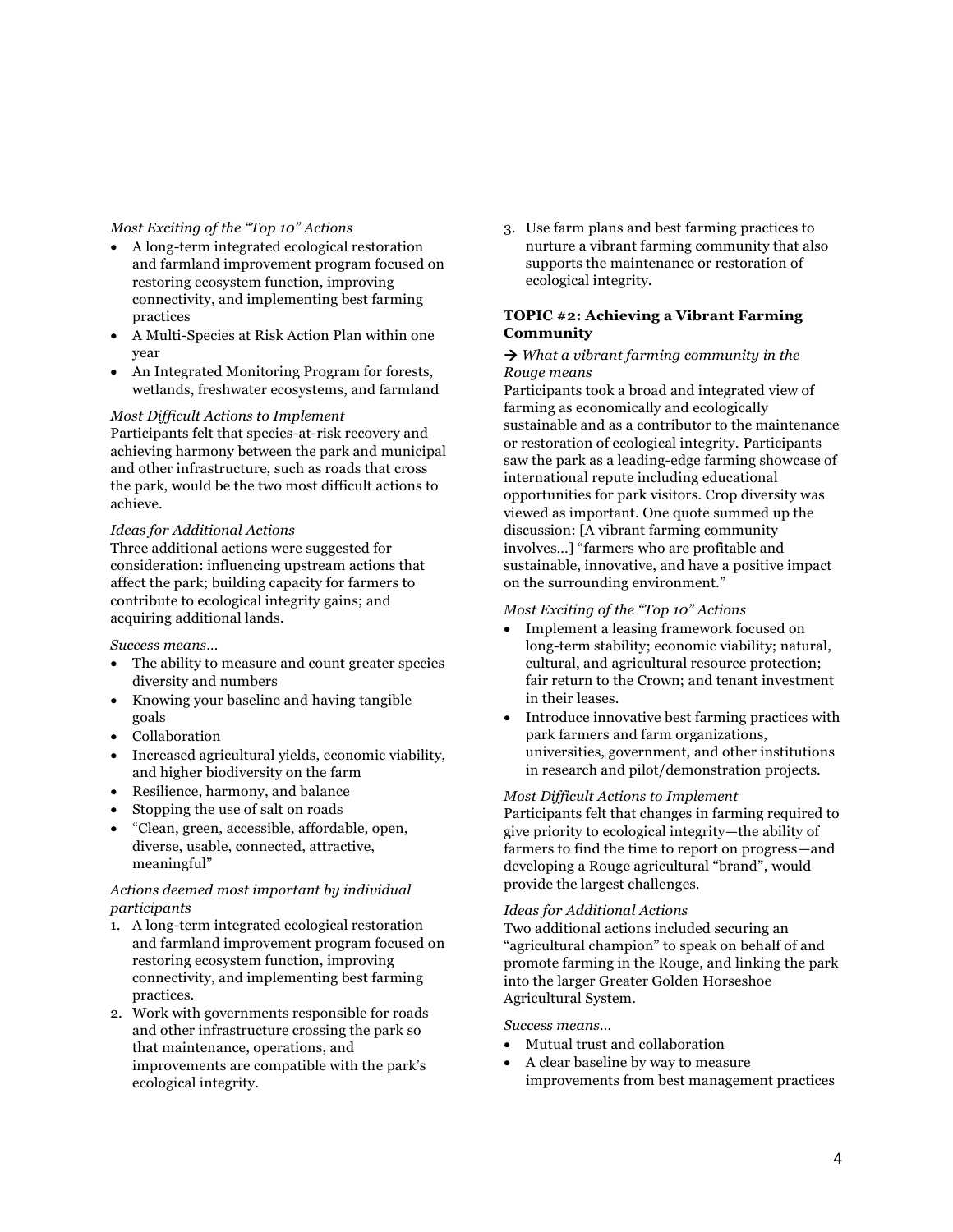*Most Exciting of the "Top 10" Actions*

- A long-term integrated ecological restoration and farmland improvement program focused on restoring ecosystem function, improving connectivity, and implementing best farming practices
- A Multi-Species at Risk Action Plan within one year
- An Integrated Monitoring Program for forests, wetlands, freshwater ecosystems, and farmland

*Most Difficult Actions to Implement*

Participants felt that species-at-risk recovery and achieving harmony between the park and municipal and other infrastructure, such as roads that cross the park, would be the two most difficult actions to achieve.

*Ideas for Additional Actions*

Three additional actions were suggested for consideration: influencing upstream actions that affect the park; building capacity for farmers to contribute to ecological integrity gains; and acquiring additional lands.

*Success means…*

- The ability to measure and count greater species diversity and numbers
- Knowing your baseline and having tangible goals
- Collaboration
- Increased agricultural yields, economic viability, and higher biodiversity on the farm
- Resilience, harmony, and balance
- Stopping the use of salt on roads
- "Clean, green, accessible, affordable, open, diverse, usable, connected, attractive, meaningful"

*Actions deemed most important by individual participants*

1. A long-term integrated ecological restoration and farmland improvement program focused on restoring ecosystem function, improving connectivity, and implementing best farming practices.
2. Work with governments responsible for roads and other infrastructure crossing the park so that maintenance, operations, and improvements are compatible with the park's ecological integrity.
3. Use farm plans and best farming practices to nurture a vibrant farming community that also supports the maintenance or restoration of ecological integrity.

**TOPIC #2: Achieving a Vibrant Farming Community**

→ *What a vibrant farming community in the Rouge means*

Participants took a broad and integrated view of farming as economically and ecologically sustainable and as a contributor to the maintenance or restoration of ecological integrity. Participants saw the park as a leading-edge farming showcase of international repute including educational opportunities for park visitors. Crop diversity was viewed as important. One quote summed up the discussion: [A vibrant farming community involves…] "farmers who are profitable and sustainable, innovative, and have a positive impact on the surrounding environment."

*Most Exciting of the "Top 10" Actions*

- Implement a leasing framework focused on long-term stability; economic viability; natural, cultural, and agricultural resource protection; fair return to the Crown; and tenant investment in their leases.
- Introduce innovative best farming practices with park farmers and farm organizations, universities, government, and other institutions in research and pilot/demonstration projects.

*Most Difficult Actions to Implement*

Participants felt that changes in farming required to give priority to ecological integrity—the ability of farmers to find the time to report on progress—and developing a Rouge agricultural "brand", would provide the largest challenges.

*Ideas for Additional Actions*

Two additional actions included securing an "agricultural champion" to speak on behalf of and promote farming in the Rouge, and linking the park into the larger Greater Golden Horseshoe Agricultural System.

*Success means…*

- Mutual trust and collaboration
- A clear baseline by way to measure improvements from best management practices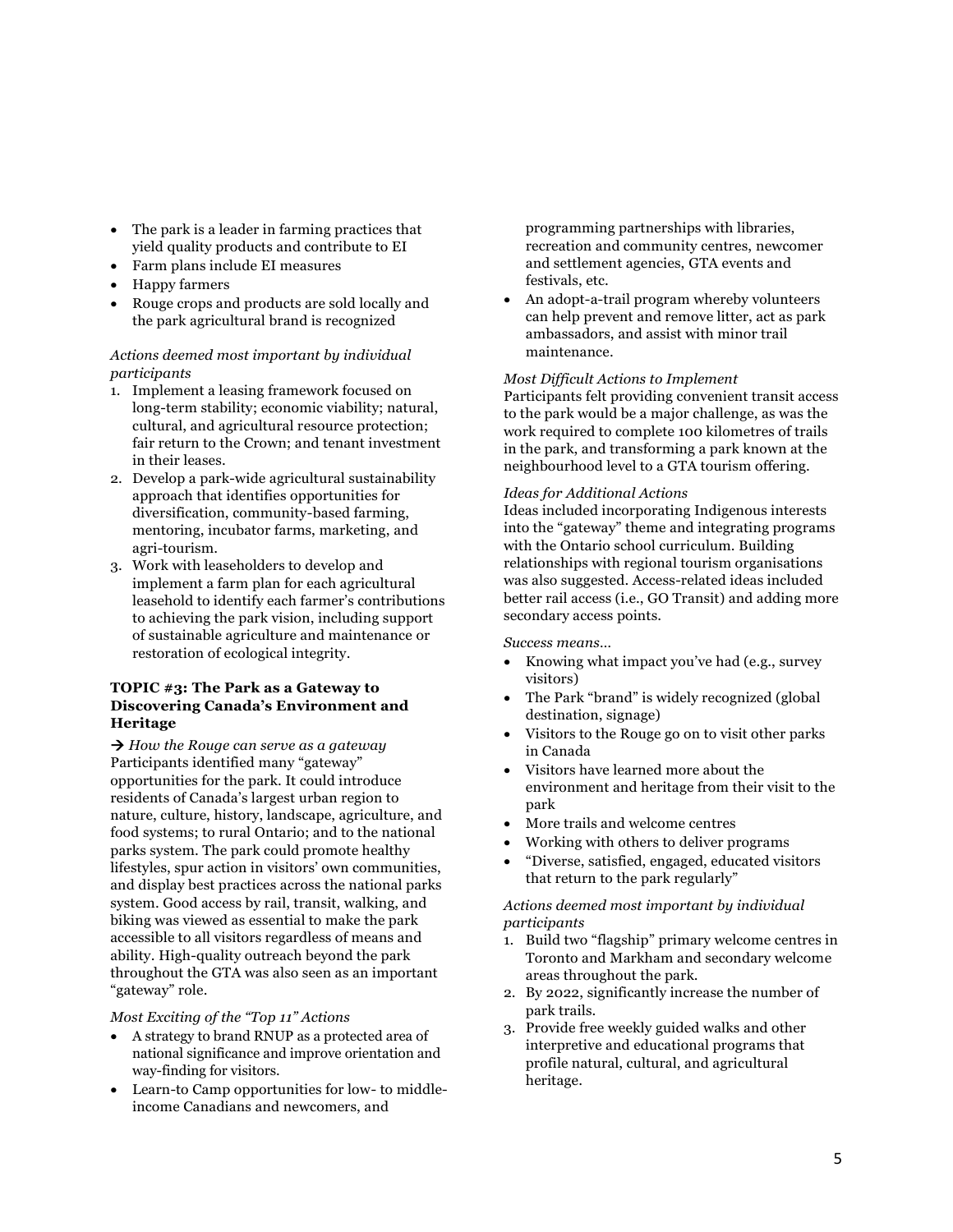- The park is a leader in farming practices that yield quality products and contribute to EI
- Farm plans include EI measures
- Happy farmers
- Rouge crops and products are sold locally and the park agricultural brand is recognized

*Actions deemed most important by individual participants*

1. Implement a leasing framework focused on long-term stability; economic viability; natural, cultural, and agricultural resource protection; fair return to the Crown; and tenant investment in their leases.
2. Develop a park-wide agricultural sustainability approach that identifies opportunities for diversification, community-based farming, mentoring, incubator farms, marketing, and agri-tourism.
3. Work with leaseholders to develop and implement a farm plan for each agricultural leasehold to identify each farmer's contributions to achieving the park vision, including support of sustainable agriculture and maintenance or restoration of ecological integrity.

### TOPIC #3: The Park as a Gateway to Discovering Canada's Environment and Heritage

→ *How the Rouge can serve as a gateway*

Participants identified many "gateway" opportunities for the park. It could introduce residents of Canada's largest urban region to nature, culture, history, landscape, agriculture, and food systems; to rural Ontario; and to the national parks system. The park could promote healthy lifestyles, spur action in visitors' own communities, and display best practices across the national parks system. Good access by rail, transit, walking, and biking was viewed as essential to make the park accessible to all visitors regardless of means and ability. High-quality outreach beyond the park throughout the GTA was also seen as an important "gateway" role.

*Most Exciting of the "Top 11" Actions*

- A strategy to brand RNUP as a protected area of national significance and improve orientation and way-finding for visitors.
- Learn-to Camp opportunities for low- to middle-income Canadians and newcomers, and programming partnerships with libraries, recreation and community centres, newcomer and settlement agencies, GTA events and festivals, etc.
- An adopt-a-trail program whereby volunteers can help prevent and remove litter, act as park ambassadors, and assist with minor trail maintenance.

*Most Difficult Actions to Implement*

Participants felt providing convenient transit access to the park would be a major challenge, as was the work required to complete 100 kilometres of trails in the park, and transforming a park known at the neighbourhood level to a GTA tourism offering.

*Ideas for Additional Actions*

Ideas included incorporating Indigenous interests into the "gateway" theme and integrating programs with the Ontario school curriculum. Building relationships with regional tourism organisations was also suggested. Access-related ideas included better rail access (i.e., GO Transit) and adding more secondary access points.

*Success means…*

- Knowing what impact you've had (e.g., survey visitors)
- The Park "brand" is widely recognized (global destination, signage)
- Visitors to the Rouge go on to visit other parks in Canada
- Visitors have learned more about the environment and heritage from their visit to the park
- More trails and welcome centres
- Working with others to deliver programs
- "Diverse, satisfied, engaged, educated visitors that return to the park regularly"

*Actions deemed most important by individual participants*

1. Build two "flagship" primary welcome centres in Toronto and Markham and secondary welcome areas throughout the park.
2. By 2022, significantly increase the number of park trails.
3. Provide free weekly guided walks and other interpretive and educational programs that profile natural, cultural, and agricultural heritage.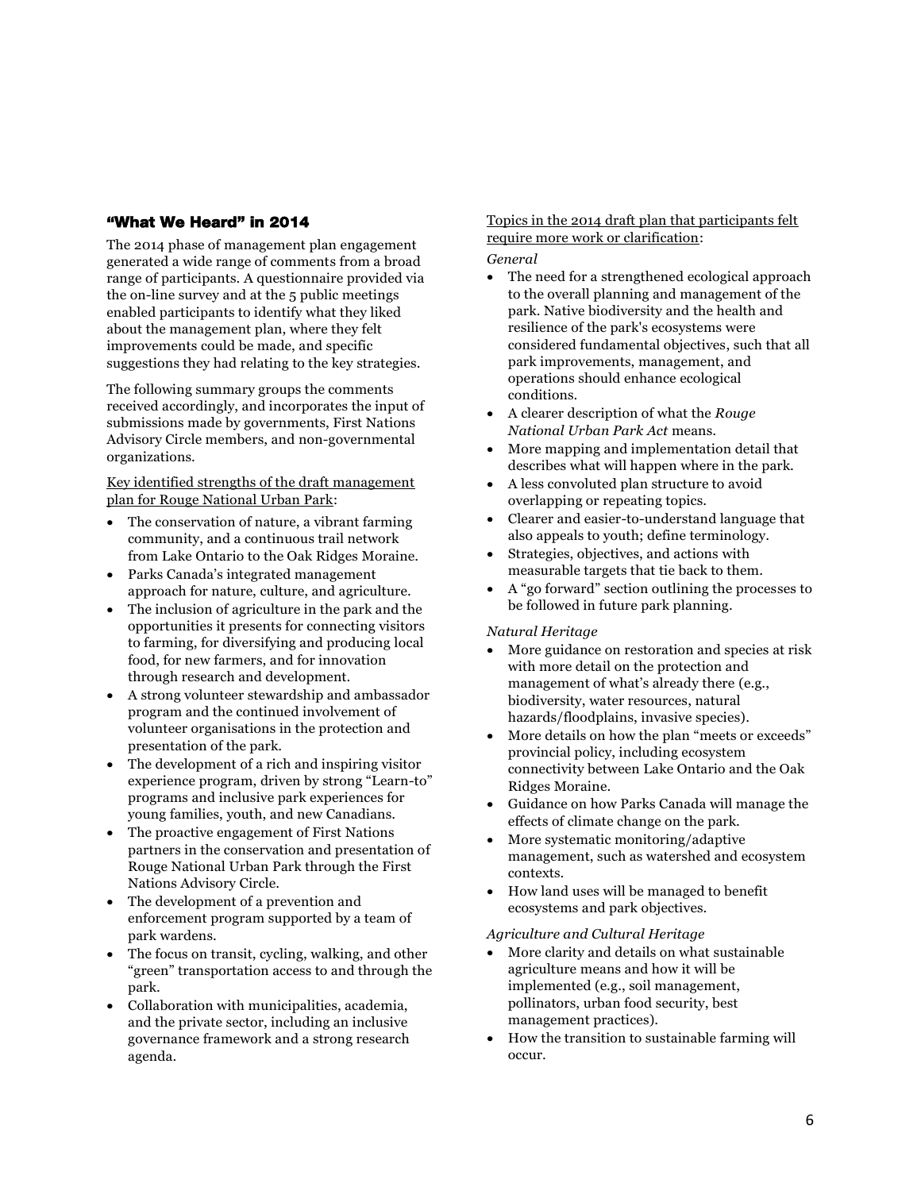## "What We Heard" in 2014

The 2014 phase of management plan engagement generated a wide range of comments from a broad range of participants. A questionnaire provided via the on-line survey and at the 5 public meetings enabled participants to identify what they liked about the management plan, where they felt improvements could be made, and specific suggestions they had relating to the key strategies.

The following summary groups the comments received accordingly, and incorporates the input of submissions made by governments, First Nations Advisory Circle members, and non-governmental organizations.

Key identified strengths of the draft management plan for Rouge National Urban Park:

- The conservation of nature, a vibrant farming community, and a continuous trail network from Lake Ontario to the Oak Ridges Moraine.
- Parks Canada's integrated management approach for nature, culture, and agriculture.
- The inclusion of agriculture in the park and the opportunities it presents for connecting visitors to farming, for diversifying and producing local food, for new farmers, and for innovation through research and development.
- A strong volunteer stewardship and ambassador program and the continued involvement of volunteer organisations in the protection and presentation of the park.
- The development of a rich and inspiring visitor experience program, driven by strong "Learn-to" programs and inclusive park experiences for young families, youth, and new Canadians.
- The proactive engagement of First Nations partners in the conservation and presentation of Rouge National Urban Park through the First Nations Advisory Circle.
- The development of a prevention and enforcement program supported by a team of park wardens.
- The focus on transit, cycling, walking, and other "green" transportation access to and through the park.
- Collaboration with municipalities, academia, and the private sector, including an inclusive governance framework and a strong research agenda.

Topics in the 2014 draft plan that participants felt require more work or clarification:

*General*

- The need for a strengthened ecological approach to the overall planning and management of the park. Native biodiversity and the health and resilience of the park's ecosystems were considered fundamental objectives, such that all park improvements, management, and operations should enhance ecological conditions.
- A clearer description of what the *Rouge National Urban Park Act* means.
- More mapping and implementation detail that describes what will happen where in the park.
- A less convoluted plan structure to avoid overlapping or repeating topics.
- Clearer and easier-to-understand language that also appeals to youth; define terminology.
- Strategies, objectives, and actions with measurable targets that tie back to them.
- A "go forward" section outlining the processes to be followed in future park planning.

*Natural Heritage*

- More guidance on restoration and species at risk with more detail on the protection and management of what's already there (e.g., biodiversity, water resources, natural hazards/floodplains, invasive species).
- More details on how the plan "meets or exceeds" provincial policy, including ecosystem connectivity between Lake Ontario and the Oak Ridges Moraine.
- Guidance on how Parks Canada will manage the effects of climate change on the park.
- More systematic monitoring/adaptive management, such as watershed and ecosystem contexts.
- How land uses will be managed to benefit ecosystems and park objectives.

*Agriculture and Cultural Heritage*

- More clarity and details on what sustainable agriculture means and how it will be implemented (e.g., soil management, pollinators, urban food security, best management practices).
- How the transition to sustainable farming will occur.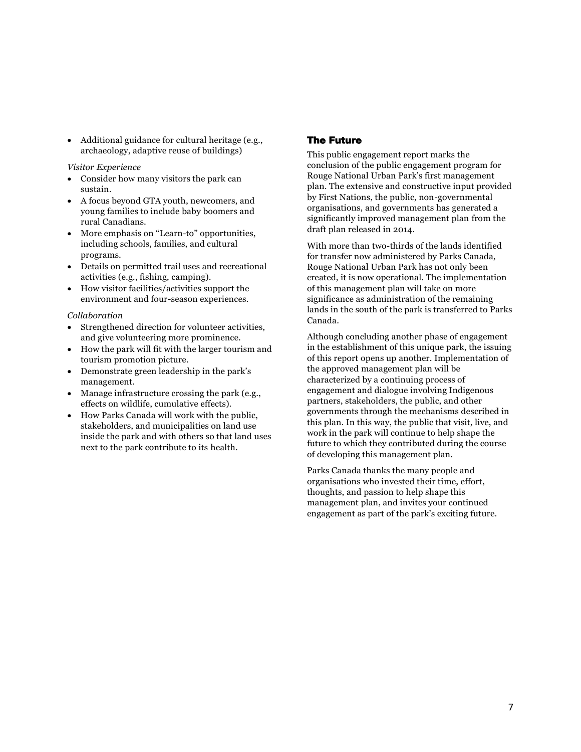- Additional guidance for cultural heritage (e.g., archaeology, adaptive reuse of buildings)

*Visitor Experience*

- Consider how many visitors the park can sustain.
- A focus beyond GTA youth, newcomers, and young families to include baby boomers and rural Canadians.
- More emphasis on "Learn-to" opportunities, including schools, families, and cultural programs.
- Details on permitted trail uses and recreational activities (e.g., fishing, camping).
- How visitor facilities/activities support the environment and four-season experiences.

*Collaboration*

- Strengthened direction for volunteer activities, and give volunteering more prominence.
- How the park will fit with the larger tourism and tourism promotion picture.
- Demonstrate green leadership in the park's management.
- Manage infrastructure crossing the park (e.g., effects on wildlife, cumulative effects).
- How Parks Canada will work with the public, stakeholders, and municipalities on land use inside the park and with others so that land uses next to the park contribute to its health.

## The Future

This public engagement report marks the conclusion of the public engagement program for Rouge National Urban Park's first management plan. The extensive and constructive input provided by First Nations, the public, non-governmental organisations, and governments has generated a significantly improved management plan from the draft plan released in 2014.

With more than two-thirds of the lands identified for transfer now administered by Parks Canada, Rouge National Urban Park has not only been created, it is now operational. The implementation of this management plan will take on more significance as administration of the remaining lands in the south of the park is transferred to Parks Canada.

Although concluding another phase of engagement in the establishment of this unique park, the issuing of this report opens up another. Implementation of the approved management plan will be characterized by a continuing process of engagement and dialogue involving Indigenous partners, stakeholders, the public, and other governments through the mechanisms described in this plan. In this way, the public that visit, live, and work in the park will continue to help shape the future to which they contributed during the course of developing this management plan.

Parks Canada thanks the many people and organisations who invested their time, effort, thoughts, and passion to help shape this management plan, and invites your continued engagement as part of the park's exciting future.